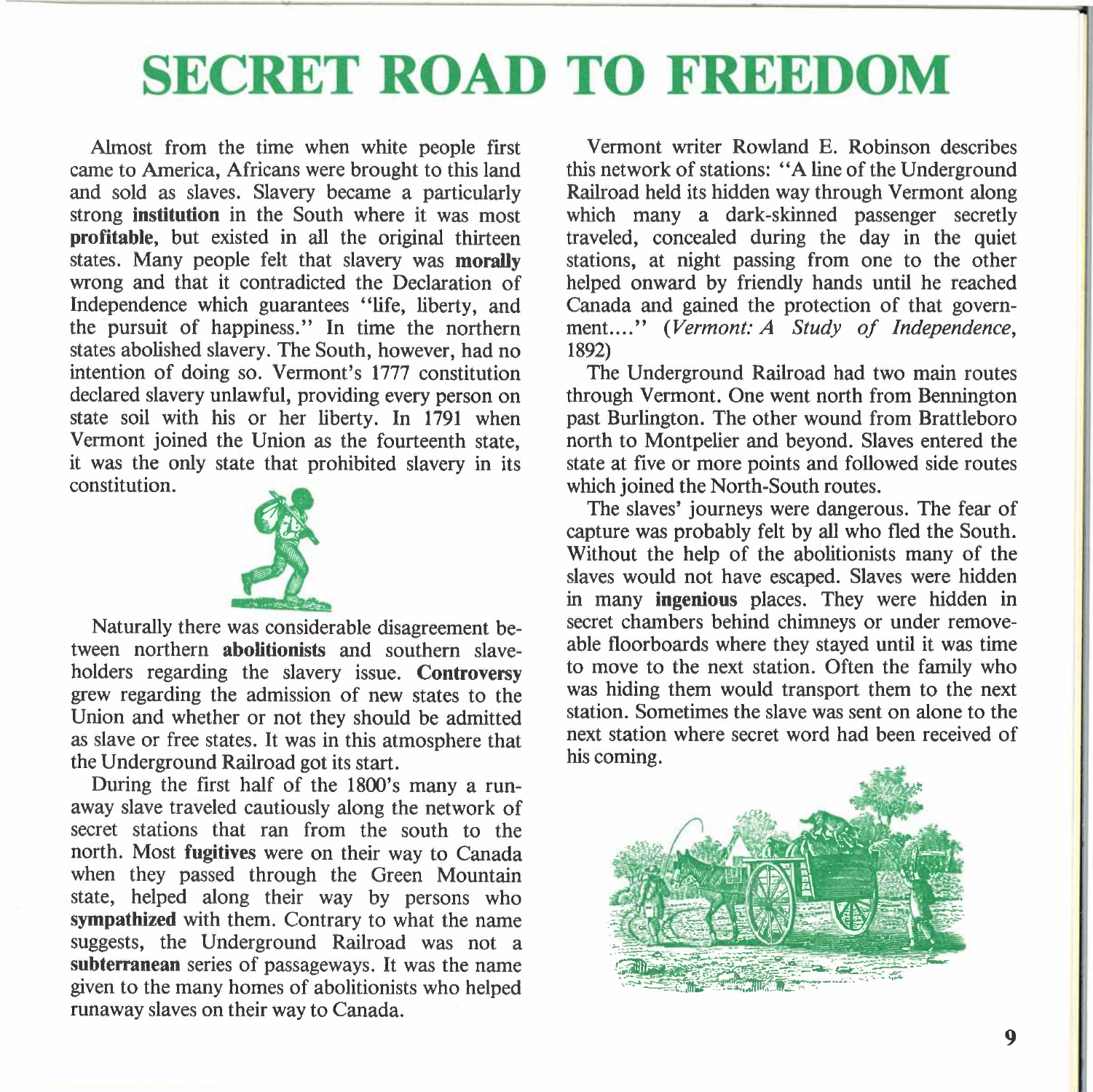# SECRET ROAD TO FREEDOM

Almost from the time when white people first came to America, Africans were brought to this land and sold as slaves. Slavery became a particularly strong **institution** in the South where it was most **profitable**, but existed in all the original thirteen states. Many people felt that slavery was **morally** wrong and that it contradicted the Declaration of Independence which guarantees "life, liberty, and the pursuit of happiness." In time the northern states abolished slavery. The South, however, had no intention of doing so. Vermont's 1777 constitution declared slavery unlawful, providing every person on state soil with his or her liberty. In 1791 when Vermont joined the Union as the fourteenth state, it was the only state that prohibited slavery in its constitution.

Naturally there was considerable disagreement between northern **abolitionists** and southern slaveholders regarding the slavery issue. **Controversy** grew regarding the admission of new states to the Union and whether or not they should be admitted as slave or free states. It was in this atmosphere that the Underground Railroad got its start.

During the first half of the 1800's many a runaway slave traveled cautiously along the network of secret stations that ran from the south to the north. Most **fugitives** were on their way to Canada when they passed through the Green Mountain state, helped along their way by persons who **sympathized** with them. Contrary to what the name suggests, the Underground Railroad was not a **subterranean** series of passageways. It was the name given to the many homes of abolitionists who helped runaway slaves on their way to Canada.

Vermont writer Rowland E. Robinson describes this network of stations: "A line of the Underground Railroad held its hidden way through Vermont along which many a dark-skinned passenger secretly traveled, concealed during the day in the quiet stations, at night passing from one to the other helped onward by friendly hands until he reached Canada and gained the protection of that government...." (*Vermont: A Study of Independence*, 1892)

The Underground Railroad had two main routes through Vermont. One went north from Bennington past Burlington. The other wound from Brattleboro north to Montpelier and beyond. Slaves entered the state at five or more points and followed side routes which joined the North-South routes.

The slaves' journeys were dangerous. The fear of capture was probably felt by all who fled the South. Without the help of the abolitionists many of the slaves would not have escaped. Slaves were hidden in many **ingenious** places. They were hidden in secret chambers behind chimneys or under removeable floorboards where they stayed until it was time to move to the next station. Often the family who was hiding them would transport them to the next station. Sometimes the slave was sent on alone to the next station where secret word had been received of his coming.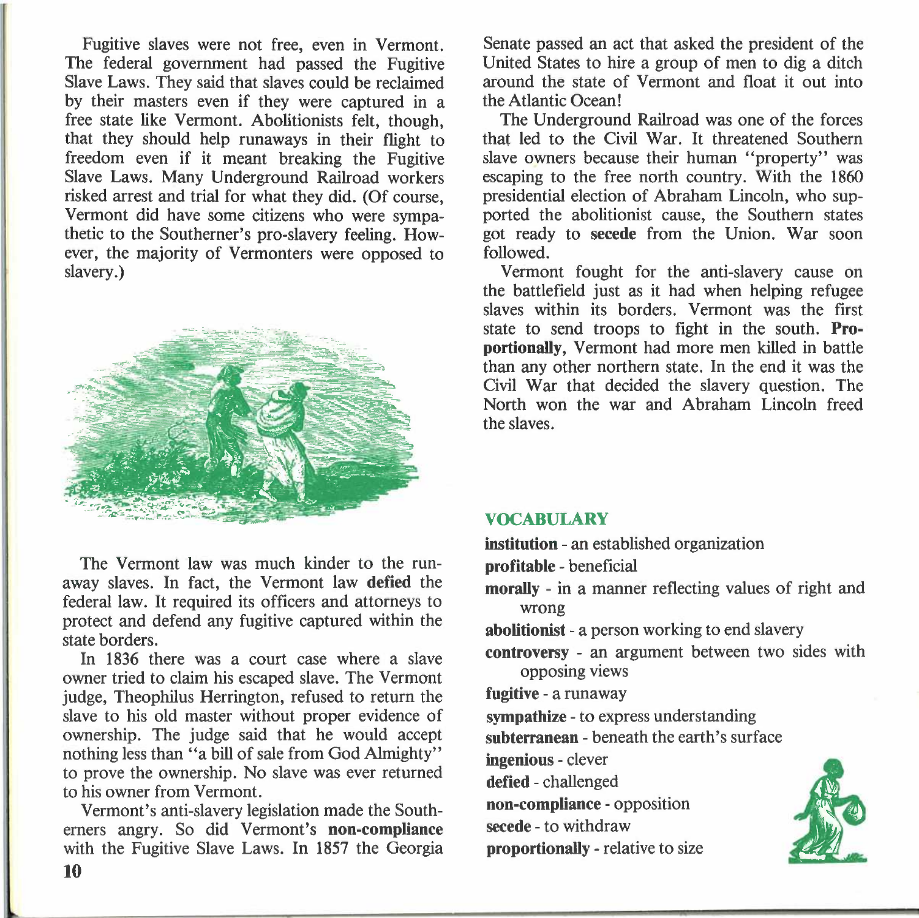Fugitive slaves were not free, even in Vermont. The federal government had passed the Fugitive Slave Laws. They said that slaves could be reclaimed by their masters even if they were captured in a free state like Vermont. Abolitionists felt, though, that they should help runaways in their flight to freedom even if it meant breaking the Fugitive Slave Laws. Many Underground Railroad workers risked arrest and trial for what they did. (Of course, Vermont did have some citizens who were sympathetic to the Southerner's pro-slavery feeling. However, the majority of Vermonters were opposed to slavery.)

The Vermont law was much kinder to the runaway slaves. In fact, the Vermont law **defied** the federal law. It required its officers and attorneys to protect and defend any fugitive captured within the state borders.

In 1836 there was a court case where a slave owner tried to claim his escaped slave. The Vermont judge, Theophilus Herrington, refused to return the slave to his old master without proper evidence of ownership. The judge said that he would accept nothing less than "a bill of sale from God Almighty" to prove the ownership. No slave was ever returned to his owner from Vermont.

Vermont's anti-slavery legislation made the Southerners angry. So did Vermont's **non-compliance** with the Fugitive Slave Laws. In 1857 the Georgia Senate passed an act that asked the president of the United States to hire a group of men to dig a ditch around the state of Vermont and float it out into the Atlantic Ocean!

The Underground Railroad was one of the forces that led to the Civil War. It threatened Southern slave owners because their human "property" was escaping to the free north country. With the 1860 presidential election of Abraham Lincoln, who supported the abolitionist cause, the Southern states got ready to **secede** from the Union. War soon followed.

Vermont fought for the anti-slavery cause on the battlefield just as it had when helping refugee slaves within its borders. Vermont was the first state to send troops to fight in the south. **Proportionally**, Vermont had more men killed in battle than any other northern state. In the end it was the Civil War that decided the slavery question. The North won the war and Abraham Lincoln freed the slaves.

## VOCABULARY

**institution** - an established organization

**profitable** - beneficial

**morally** - in a manner reflecting values of right and wrong

**abolitionist** - a person working to end slavery

**controversy** - an argument between two sides with opposing views

**fugitive** - a runaway

**sympathize** - to express understanding

**subterranean** - beneath the earth's surface

**ingenious** - clever

**defied** - challenged

**non-compliance** - opposition

**secede** - to withdraw

**proportionally** - relative to size